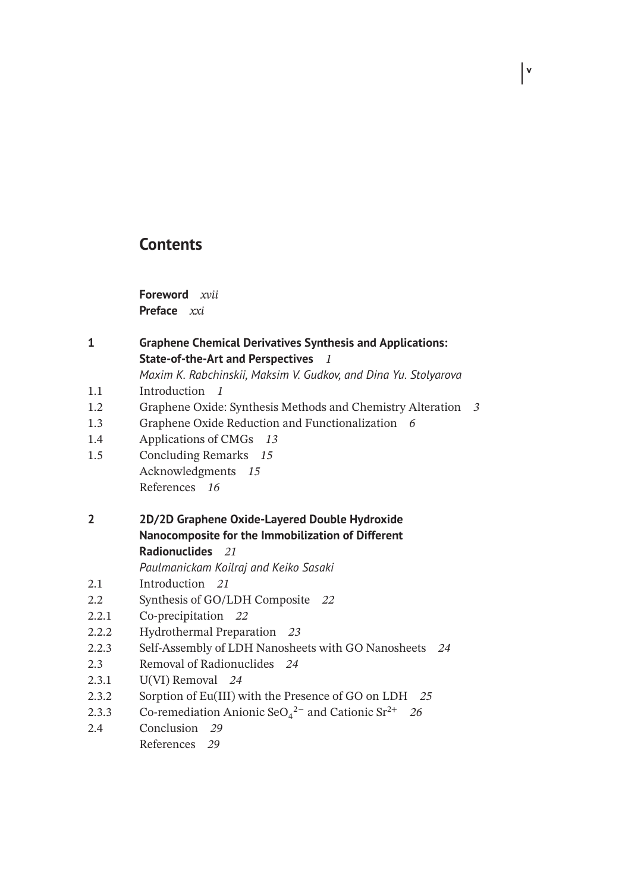# Contents

**Foreword** *xvii*
**Preface** *xxi*

**1 Graphene Chemical Derivatives Synthesis and Applications: State-of-the-Art and Perspectives** *1*
*Maxim K. Rabchinskii, Maksim V. Gudkov, and Dina Yu. Stolyarova*

1.1 Introduction *1*
1.2 Graphene Oxide: Synthesis Methods and Chemistry Alteration *3*
1.3 Graphene Oxide Reduction and Functionalization *6*
1.4 Applications of CMGs *13*
1.5 Concluding Remarks *15*
Acknowledgments *15*
References *16*

**2 2D/2D Graphene Oxide-Layered Double Hydroxide Nanocomposite for the Immobilization of Different Radionuclides** *21*
*Paulmanickam Koilraj and Keiko Sasaki*

2.1 Introduction *21*
2.2 Synthesis of GO/LDH Composite *22*
2.2.1 Co-precipitation *22*
2.2.2 Hydrothermal Preparation *23*
2.2.3 Self-Assembly of LDH Nanosheets with GO Nanosheets *24*
2.3 Removal of Radionuclides *24*
2.3.1 U(VI) Removal *24*
2.3.2 Sorption of Eu(III) with the Presence of GO on LDH *25*
2.3.3 Co-remediation Anionic $SeO_4^{2-}$ and Cationic $Sr^{2+}$ *26*
2.4 Conclusion *29*
References *29*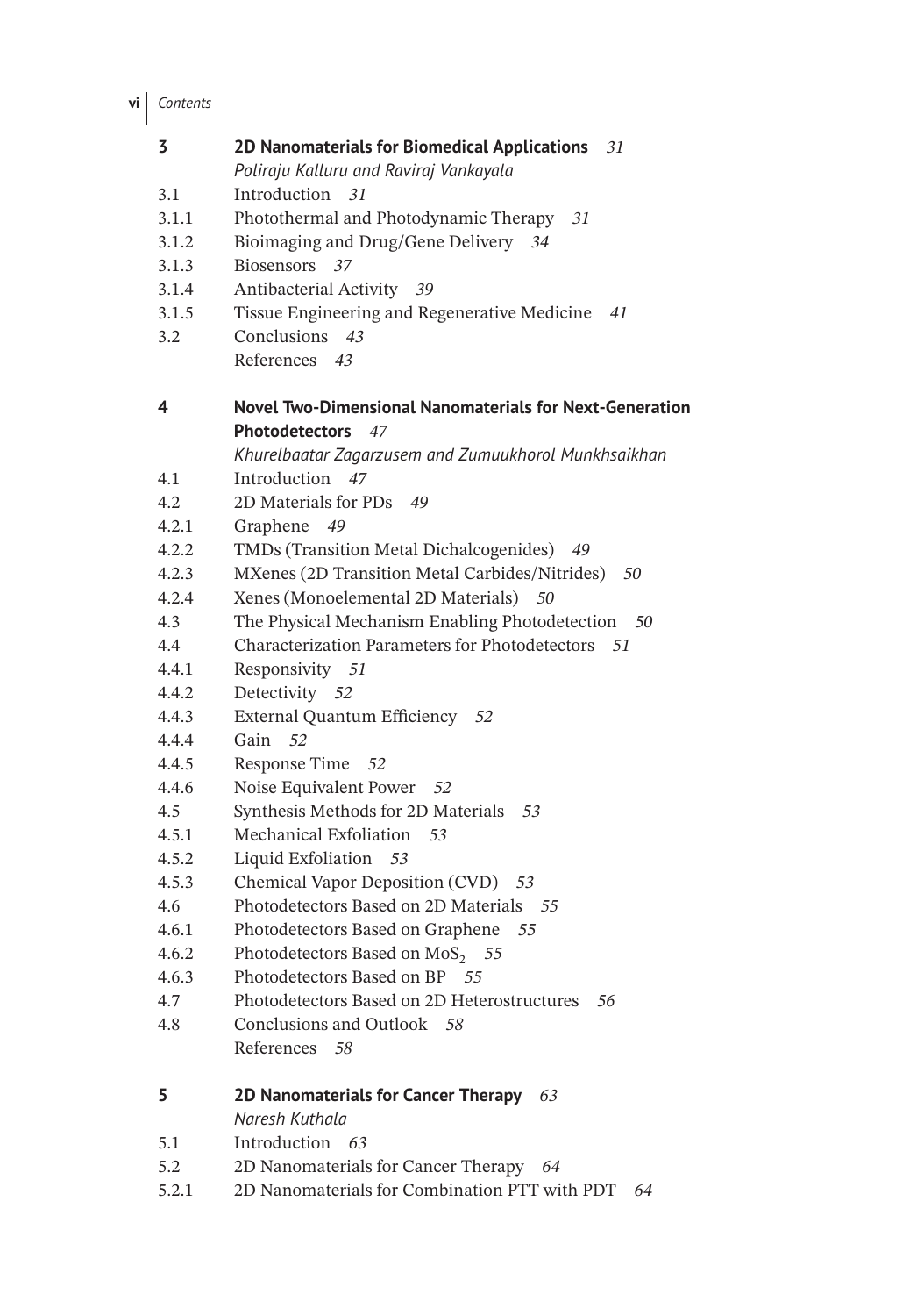**3 2D Nanomaterials for Biomedical Applications** *31*
*Poliraju Kalluru and Raviraj Vankayala*

3.1 Introduction *31*
3.1.1 Photothermal and Photodynamic Therapy *31*
3.1.2 Bioimaging and Drug/Gene Delivery *34*
3.1.3 Biosensors *37*
3.1.4 Antibacterial Activity *39*
3.1.5 Tissue Engineering and Regenerative Medicine *41*
3.2 Conclusions *43*
References *43*

**4 Novel Two-Dimensional Nanomaterials for Next-Generation Photodetectors** *47*
*Khurelbaatar Zagarzusem and Zumuukhorol Munkhsaikhan*

4.1 Introduction *47*
4.2 2D Materials for PDs *49*
4.2.1 Graphene *49*
4.2.2 TMDs (Transition Metal Dichalcogenides) *49*
4.2.3 MXenes (2D Transition Metal Carbides/Nitrides) *50*
4.2.4 Xenes (Monoelemental 2D Materials) *50*
4.3 The Physical Mechanism Enabling Photodetection *50*
4.4 Characterization Parameters for Photodetectors *51*
4.4.1 Responsivity *51*
4.4.2 Detectivity *52*
4.4.3 External Quantum Efficiency *52*
4.4.4 Gain *52*
4.4.5 Response Time *52*
4.4.6 Noise Equivalent Power *52*
4.5 Synthesis Methods for 2D Materials *53*
4.5.1 Mechanical Exfoliation *53*
4.5.2 Liquid Exfoliation *53*
4.5.3 Chemical Vapor Deposition (CVD) *53*
4.6 Photodetectors Based on 2D Materials *55*
4.6.1 Photodetectors Based on Graphene *55*
4.6.2 Photodetectors Based on $MoS_2$ *55*
4.6.3 Photodetectors Based on BP *55*
4.7 Photodetectors Based on 2D Heterostructures *56*
4.8 Conclusions and Outlook *58*
References *58*

**5 2D Nanomaterials for Cancer Therapy** *63*
*Naresh Kuthala*

5.1 Introduction *63*
5.2 2D Nanomaterials for Cancer Therapy *64*
5.2.1 2D Nanomaterials for Combination PTT with PDT *64*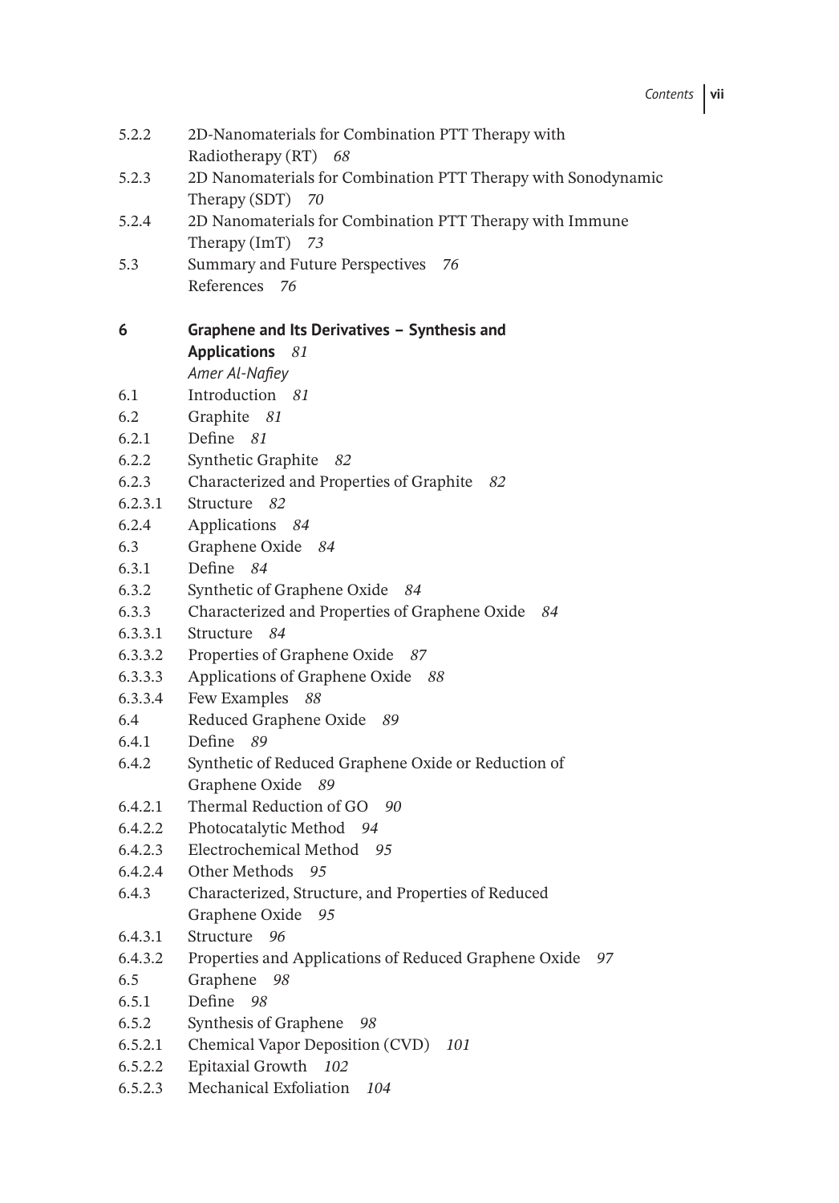5.2.2 2D-Nanomaterials for Combination PTT Therapy with Radiotherapy (RT) *68*
5.2.3 2D Nanomaterials for Combination PTT Therapy with Sonodynamic Therapy (SDT) *70*
5.2.4 2D Nanomaterials for Combination PTT Therapy with Immune Therapy (ImT) *73*
5.3 Summary and Future Perspectives *76*
References *76*

**6 Graphene and Its Derivatives – Synthesis and Applications** *81*
*Amer Al-Nafiey*

6.1 Introduction *81*
6.2 Graphite *81*
6.2.1 Define *81*
6.2.2 Synthetic Graphite *82*
6.2.3 Characterized and Properties of Graphite *82*
6.2.3.1 Structure *82*
6.2.4 Applications *84*
6.3 Graphene Oxide *84*
6.3.1 Define *84*
6.3.2 Synthetic of Graphene Oxide *84*
6.3.3 Characterized and Properties of Graphene Oxide *84*
6.3.3.1 Structure *84*
6.3.3.2 Properties of Graphene Oxide *87*
6.3.3.3 Applications of Graphene Oxide *88*
6.3.3.4 Few Examples *88*
6.4 Reduced Graphene Oxide *89*
6.4.1 Define *89*
6.4.2 Synthetic of Reduced Graphene Oxide or Reduction of Graphene Oxide *89*
6.4.2.1 Thermal Reduction of GO *90*
6.4.2.2 Photocatalytic Method *94*
6.4.2.3 Electrochemical Method *95*
6.4.2.4 Other Methods *95*
6.4.3 Characterized, Structure, and Properties of Reduced Graphene Oxide *95*
6.4.3.1 Structure *96*
6.4.3.2 Properties and Applications of Reduced Graphene Oxide *97*
6.5 Graphene *98*
6.5.1 Define *98*
6.5.2 Synthesis of Graphene *98*
6.5.2.1 Chemical Vapor Deposition (CVD) *101*
6.5.2.2 Epitaxial Growth *102*
6.5.2.3 Mechanical Exfoliation *104*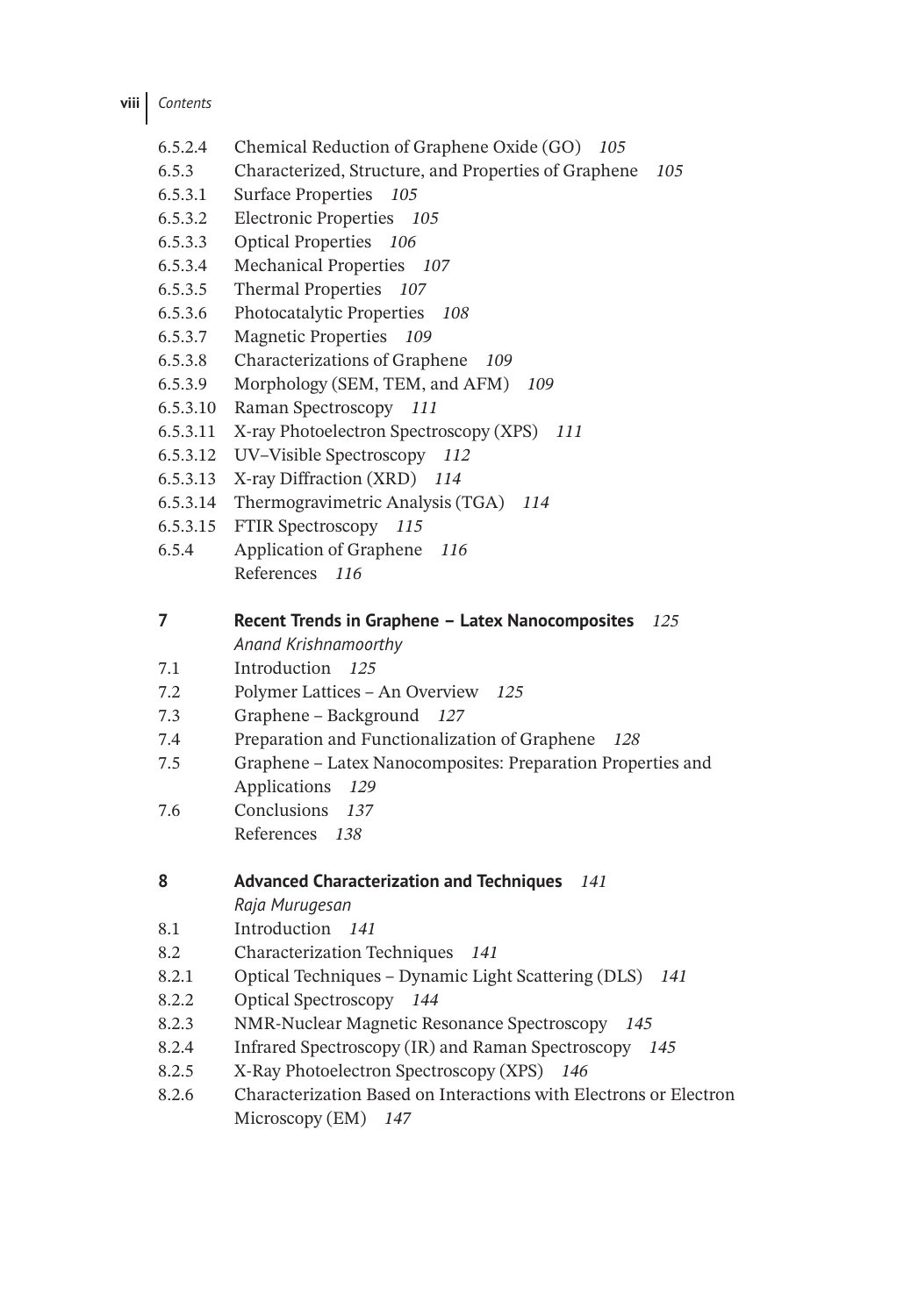6.5.2.4 Chemical Reduction of Graphene Oxide (GO) *105*
6.5.3 Characterized, Structure, and Properties of Graphene *105*
6.5.3.1 Surface Properties *105*
6.5.3.2 Electronic Properties *105*
6.5.3.3 Optical Properties *106*
6.5.3.4 Mechanical Properties *107*
6.5.3.5 Thermal Properties *107*
6.5.3.6 Photocatalytic Properties *108*
6.5.3.7 Magnetic Properties *109*
6.5.3.8 Characterizations of Graphene *109*
6.5.3.9 Morphology (SEM, TEM, and AFM) *109*
6.5.3.10 Raman Spectroscopy *111*
6.5.3.11 X-ray Photoelectron Spectroscopy (XPS) *111*
6.5.3.12 UV–Visible Spectroscopy *112*
6.5.3.13 X-ray Diffraction (XRD) *114*
6.5.3.14 Thermogravimetric Analysis (TGA) *114*
6.5.3.15 FTIR Spectroscopy *115*
6.5.4 Application of Graphene *116*
References *116*

**7 Recent Trends in Graphene – Latex Nanocomposites** *125*
*Anand Krishnamoorthy*
7.1 Introduction *125*
7.2 Polymer Lattices – An Overview *125*
7.3 Graphene – Background *127*
7.4 Preparation and Functionalization of Graphene *128*
7.5 Graphene – Latex Nanocomposites: Preparation Properties and Applications *129*
7.6 Conclusions *137*
References *138*

**8 Advanced Characterization and Techniques** *141*
*Raja Murugesan*
8.1 Introduction *141*
8.2 Characterization Techniques *141*
8.2.1 Optical Techniques – Dynamic Light Scattering (DLS) *141*
8.2.2 Optical Spectroscopy *144*
8.2.3 NMR-Nuclear Magnetic Resonance Spectroscopy *145*
8.2.4 Infrared Spectroscopy (IR) and Raman Spectroscopy *145*
8.2.5 X-Ray Photoelectron Spectroscopy (XPS) *146*
8.2.6 Characterization Based on Interactions with Electrons or Electron Microscopy (EM) *147*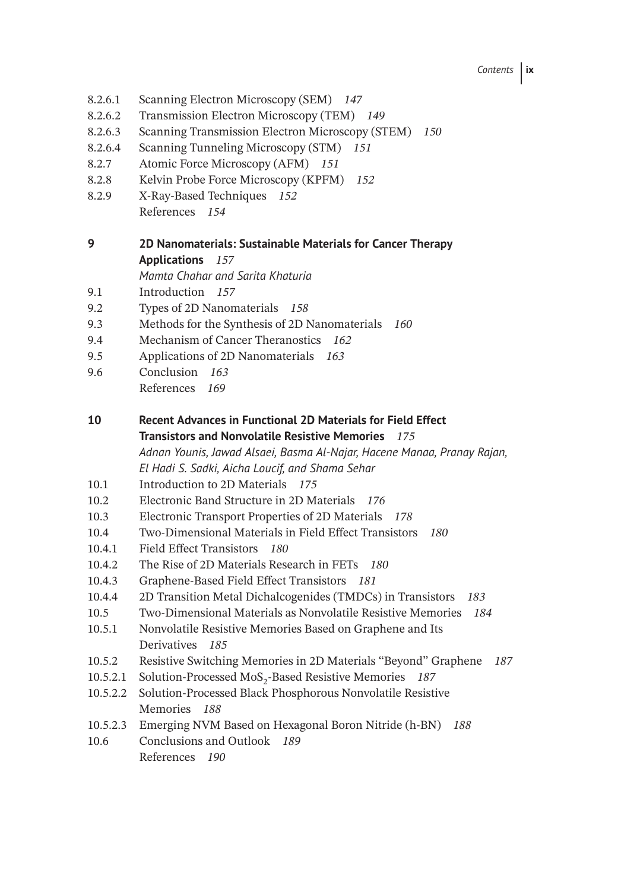8.2.6.1 Scanning Electron Microscopy (SEM) *147*
8.2.6.2 Transmission Electron Microscopy (TEM) *149*
8.2.6.3 Scanning Transmission Electron Microscopy (STEM) *150*
8.2.6.4 Scanning Tunneling Microscopy (STM) *151*
8.2.7 Atomic Force Microscopy (AFM) *151*
8.2.8 Kelvin Probe Force Microscopy (KPFM) *152*
8.2.9 X-Ray-Based Techniques *152*
References *154*

**9 2D Nanomaterials: Sustainable Materials for Cancer Therapy Applications** *157*
*Mamta Chahar and Sarita Khaturia*

9.1 Introduction *157*
9.2 Types of 2D Nanomaterials *158*
9.3 Methods for the Synthesis of 2D Nanomaterials *160*
9.4 Mechanism of Cancer Theranostics *162*
9.5 Applications of 2D Nanomaterials *163*
9.6 Conclusion *163*
References *169*

**10 Recent Advances in Functional 2D Materials for Field Effect Transistors and Nonvolatile Resistive Memories** *175*
*Adnan Younis, Jawad Alsaei, Basma Al-Najar, Hacene Manaa, Pranay Rajan, El Hadi S. Sadki, Aicha Loucif, and Shama Sehar*

10.1 Introduction to 2D Materials *175*
10.2 Electronic Band Structure in 2D Materials *176*
10.3 Electronic Transport Properties of 2D Materials *178*
10.4 Two-Dimensional Materials in Field Effect Transistors *180*
10.4.1 Field Effect Transistors *180*
10.4.2 The Rise of 2D Materials Research in FETs *180*
10.4.3 Graphene-Based Field Effect Transistors *181*
10.4.4 2D Transition Metal Dichalcogenides (TMDCs) in Transistors *183*
10.5 Two-Dimensional Materials as Nonvolatile Resistive Memories *184*
10.5.1 Nonvolatile Resistive Memories Based on Graphene and Its Derivatives *185*
10.5.2 Resistive Switching Memories in 2D Materials "Beyond" Graphene *187*
10.5.2.1 Solution-Processed $MoS_2$-Based Resistive Memories *187*
10.5.2.2 Solution-Processed Black Phosphorous Nonvolatile Resistive Memories *188*
10.5.2.3 Emerging NVM Based on Hexagonal Boron Nitride (h-BN) *188*
10.6 Conclusions and Outlook *189*
References *190*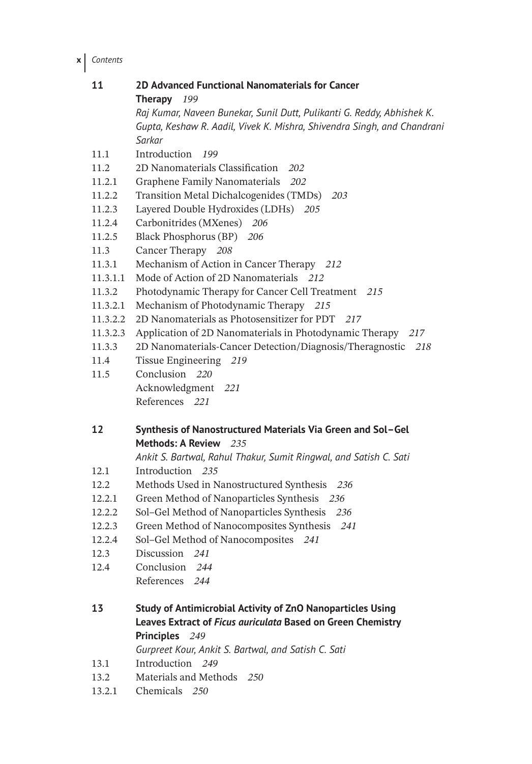**11** **2D Advanced Functional Nanomaterials for Cancer Therapy** *199*

*Raj Kumar, Naveen Bunekar, Sunil Dutt, Pulikanti G. Reddy, Abhishek K. Gupta, Keshaw R. Aadil, Vivek K. Mishra, Shivendra Singh, and Chandrani Sarkar*

11.1 Introduction *199*
11.2 2D Nanomaterials Classification *202*
11.2.1 Graphene Family Nanomaterials *202*
11.2.2 Transition Metal Dichalcogenides (TMDs) *203*
11.2.3 Layered Double Hydroxides (LDHs) *205*
11.2.4 Carbonitrides (MXenes) *206*
11.2.5 Black Phosphorus (BP) *206*
11.3 Cancer Therapy *208*
11.3.1 Mechanism of Action in Cancer Therapy *212*
11.3.1.1 Mode of Action of 2D Nanomaterials *212*
11.3.2 Photodynamic Therapy for Cancer Cell Treatment *215*
11.3.2.1 Mechanism of Photodynamic Therapy *215*
11.3.2.2 2D Nanomaterials as Photosensitizer for PDT *217*
11.3.2.3 Application of 2D Nanomaterials in Photodynamic Therapy *217*
11.3.3 2D Nanomaterials-Cancer Detection/Diagnosis/Theragnostic *218*
11.4 Tissue Engineering *219*
11.5 Conclusion *220*
Acknowledgment *221*
References *221*

**12** **Synthesis of Nanostructured Materials Via Green and Sol–Gel Methods: A Review** *235*

*Ankit S. Bartwal, Rahul Thakur, Sumit Ringwal, and Satish C. Sati*

12.1 Introduction *235*
12.2 Methods Used in Nanostructured Synthesis *236*
12.2.1 Green Method of Nanoparticles Synthesis *236*
12.2.2 Sol–Gel Method of Nanoparticles Synthesis *236*
12.2.3 Green Method of Nanocomposites Synthesis *241*
12.2.4 Sol–Gel Method of Nanocomposites *241*
12.3 Discussion *241*
12.4 Conclusion *244*
References *244*

**13** **Study of Antimicrobial Activity of ZnO Nanoparticles Using Leaves Extract of *Ficus auriculata* Based on Green Chemistry Principles** *249*

*Gurpreet Kour, Ankit S. Bartwal, and Satish C. Sati*

13.1 Introduction *249*
13.2 Materials and Methods *250*
13.2.1 Chemicals *250*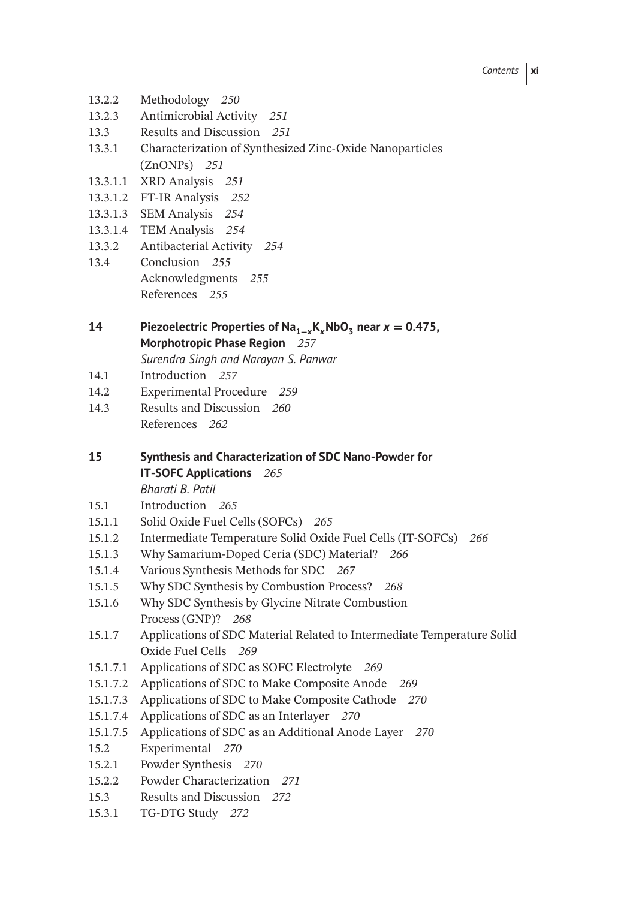13.2.2 Methodology *250*
13.2.3 Antimicrobial Activity *251*
13.3 Results and Discussion *251*
13.3.1 Characterization of Synthesized Zinc-Oxide Nanoparticles (ZnONPs) *251*
13.3.1.1 XRD Analysis *251*
13.3.1.2 FT-IR Analysis *252*
13.3.1.3 SEM Analysis *254*
13.3.1.4 TEM Analysis *254*
13.3.2 Antibacterial Activity *254*
13.4 Conclusion *255*
Acknowledgments *255*
References *255*

**14 Piezoelectric Properties of $Na_{1-x}K_xNbO_3$ near $x = 0.475$, Morphotropic Phase Region** *257*
*Surendra Singh and Narayan S. Panwar*
14.1 Introduction *257*
14.2 Experimental Procedure *259*
14.3 Results and Discussion *260*
References *262*

**15 Synthesis and Characterization of SDC Nano-Powder for IT-SOFC Applications** *265*
*Bharati B. Patil*
15.1 Introduction *265*
15.1.1 Solid Oxide Fuel Cells (SOFCs) *265*
15.1.2 Intermediate Temperature Solid Oxide Fuel Cells (IT-SOFCs) *266*
15.1.3 Why Samarium-Doped Ceria (SDC) Material? *266*
15.1.4 Various Synthesis Methods for SDC *267*
15.1.5 Why SDC Synthesis by Combustion Process? *268*
15.1.6 Why SDC Synthesis by Glycine Nitrate Combustion Process (GNP)? *268*
15.1.7 Applications of SDC Material Related to Intermediate Temperature Solid Oxide Fuel Cells *269*
15.1.7.1 Applications of SDC as SOFC Electrolyte *269*
15.1.7.2 Applications of SDC to Make Composite Anode *269*
15.1.7.3 Applications of SDC to Make Composite Cathode *270*
15.1.7.4 Applications of SDC as an Interlayer *270*
15.1.7.5 Applications of SDC as an Additional Anode Layer *270*
15.2 Experimental *270*
15.2.1 Powder Synthesis *270*
15.2.2 Powder Characterization *271*
15.3 Results and Discussion *272*
15.3.1 TG-DTG Study *272*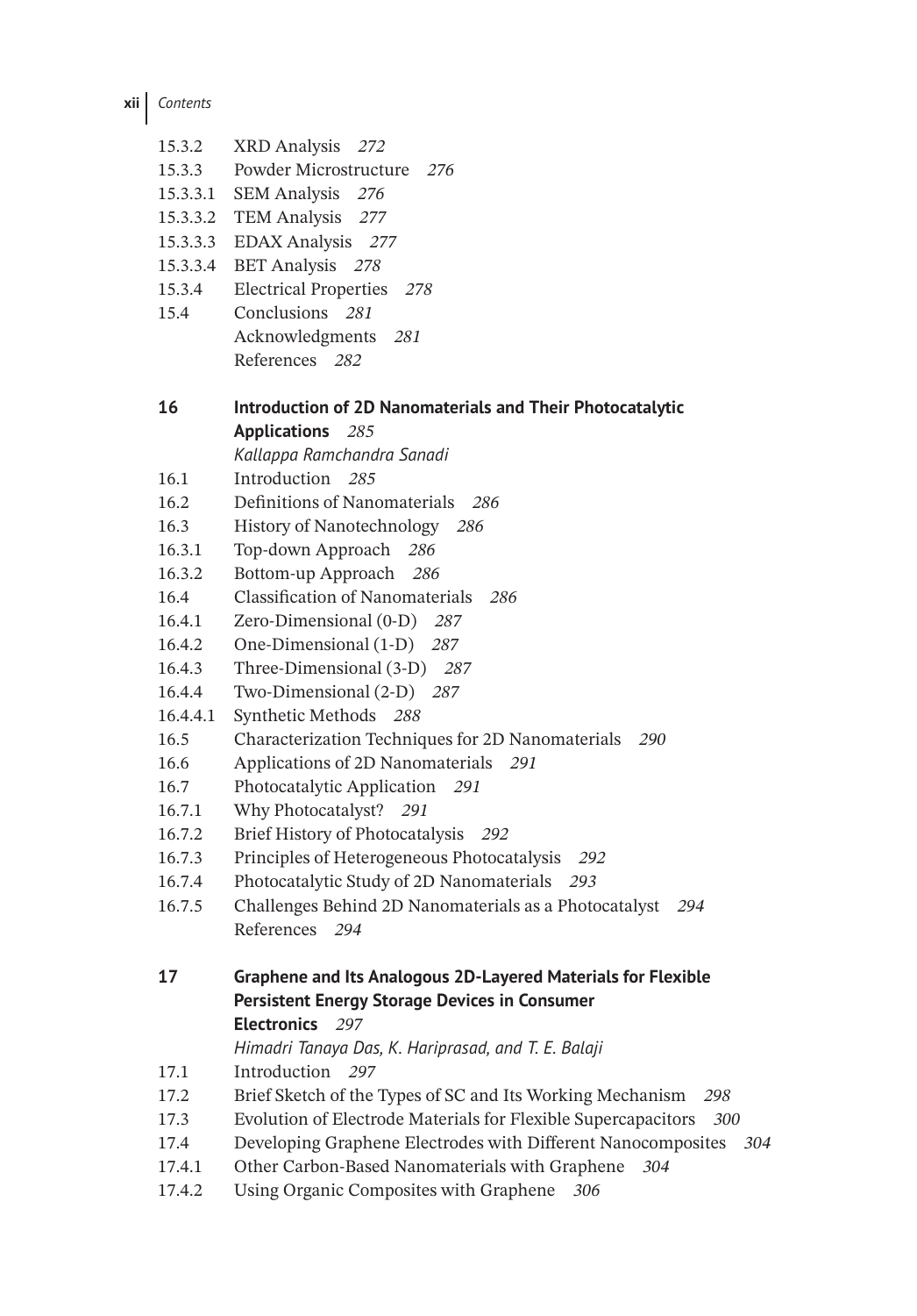15.3.2 XRD Analysis *272*
15.3.3 Powder Microstructure *276*
15.3.3.1 SEM Analysis *276*
15.3.3.2 TEM Analysis *277*
15.3.3.3 EDAX Analysis *277*
15.3.3.4 BET Analysis *278*
15.3.4 Electrical Properties *278*
15.4 Conclusions *281*
Acknowledgments *281*
References *282*

**16 Introduction of 2D Nanomaterials and Their Photocatalytic Applications** *285*
*Kallappa Ramchandra Sanadi*

16.1 Introduction *285*
16.2 Definitions of Nanomaterials *286*
16.3 History of Nanotechnology *286*
16.3.1 Top-down Approach *286*
16.3.2 Bottom-up Approach *286*
16.4 Classification of Nanomaterials *286*
16.4.1 Zero-Dimensional (0-D) *287*
16.4.2 One-Dimensional (1-D) *287*
16.4.3 Three-Dimensional (3-D) *287*
16.4.4 Two-Dimensional (2-D) *287*
16.4.4.1 Synthetic Methods *288*
16.5 Characterization Techniques for 2D Nanomaterials *290*
16.6 Applications of 2D Nanomaterials *291*
16.7 Photocatalytic Application *291*
16.7.1 Why Photocatalyst? *291*
16.7.2 Brief History of Photocatalysis *292*
16.7.3 Principles of Heterogeneous Photocatalysis *292*
16.7.4 Photocatalytic Study of 2D Nanomaterials *293*
16.7.5 Challenges Behind 2D Nanomaterials as a Photocatalyst *294*
References *294*

**17 Graphene and Its Analogous 2D-Layered Materials for Flexible Persistent Energy Storage Devices in Consumer Electronics** *297*
*Himadri Tanaya Das, K. Hariprasad, and T. E. Balaji*

17.1 Introduction *297*
17.2 Brief Sketch of the Types of SC and Its Working Mechanism *298*
17.3 Evolution of Electrode Materials for Flexible Supercapacitors *300*
17.4 Developing Graphene Electrodes with Different Nanocomposites *304*
17.4.1 Other Carbon-Based Nanomaterials with Graphene *304*
17.4.2 Using Organic Composites with Graphene *306*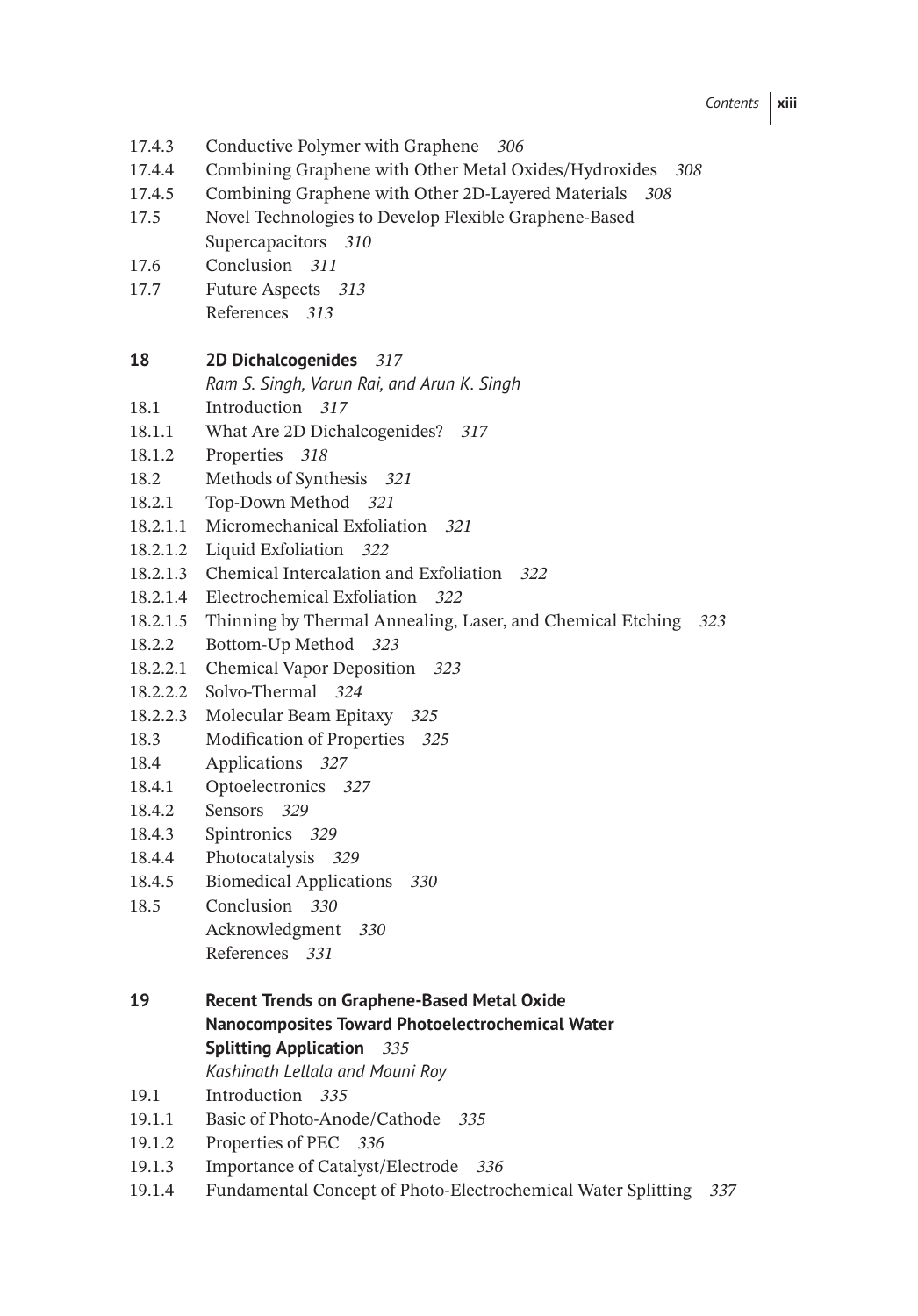17.4.3 Conductive Polymer with Graphene *306*
17.4.4 Combining Graphene with Other Metal Oxides/Hydroxides *308*
17.4.5 Combining Graphene with Other 2D-Layered Materials *308*
17.5 Novel Technologies to Develop Flexible Graphene-Based Supercapacitors *310*
17.6 Conclusion *311*
17.7 Future Aspects *313*
References *313*

**18 2D Dichalcogenides** *317*
*Ram S. Singh, Varun Rai, and Arun K. Singh*
18.1 Introduction *317*
18.1.1 What Are 2D Dichalcogenides? *317*
18.1.2 Properties *318*
18.2 Methods of Synthesis *321*
18.2.1 Top-Down Method *321*
18.2.1.1 Micromechanical Exfoliation *321*
18.2.1.2 Liquid Exfoliation *322*
18.2.1.3 Chemical Intercalation and Exfoliation *322*
18.2.1.4 Electrochemical Exfoliation *322*
18.2.1.5 Thinning by Thermal Annealing, Laser, and Chemical Etching *323*
18.2.2 Bottom-Up Method *323*
18.2.2.1 Chemical Vapor Deposition *323*
18.2.2.2 Solvo-Thermal *324*
18.2.2.3 Molecular Beam Epitaxy *325*
18.3 Modification of Properties *325*
18.4 Applications *327*
18.4.1 Optoelectronics *327*
18.4.2 Sensors *329*
18.4.3 Spintronics *329*
18.4.4 Photocatalysis *329*
18.4.5 Biomedical Applications *330*
18.5 Conclusion *330*
Acknowledgment *330*
References *331*

**19 Recent Trends on Graphene-Based Metal Oxide Nanocomposites Toward Photoelectrochemical Water Splitting Application** *335*
*Kashinath Lellala and Mouni Roy*
19.1 Introduction *335*
19.1.1 Basic of Photo-Anode/Cathode *335*
19.1.2 Properties of PEC *336*
19.1.3 Importance of Catalyst/Electrode *336*
19.1.4 Fundamental Concept of Photo-Electrochemical Water Splitting *337*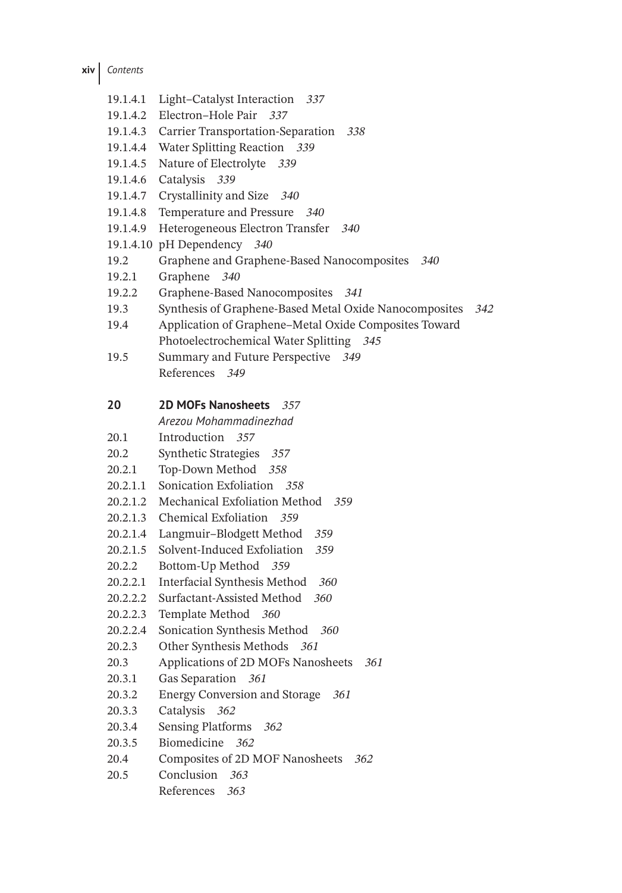19.1.4.1 Light–Catalyst Interaction *337*
19.1.4.2 Electron–Hole Pair *337*
19.1.4.3 Carrier Transportation-Separation *338*
19.1.4.4 Water Splitting Reaction *339*
19.1.4.5 Nature of Electrolyte *339*
19.1.4.6 Catalysis *339*
19.1.4.7 Crystallinity and Size *340*
19.1.4.8 Temperature and Pressure *340*
19.1.4.9 Heterogeneous Electron Transfer *340*
19.1.4.10 pH Dependency *340*
19.2 Graphene and Graphene-Based Nanocomposites *340*
19.2.1 Graphene *340*
19.2.2 Graphene-Based Nanocomposites *341*
19.3 Synthesis of Graphene-Based Metal Oxide Nanocomposites *342*
19.4 Application of Graphene–Metal Oxide Composites Toward Photoelectrochemical Water Splitting *345*
19.5 Summary and Future Perspective *349*
References *349*

**20 2D MOFs Nanosheets** *357*
*Arezou Mohammadinezhad*

20.1 Introduction *357*
20.2 Synthetic Strategies *357*
20.2.1 Top-Down Method *358*
20.2.1.1 Sonication Exfoliation *358*
20.2.1.2 Mechanical Exfoliation Method *359*
20.2.1.3 Chemical Exfoliation *359*
20.2.1.4 Langmuir–Blodgett Method *359*
20.2.1.5 Solvent-Induced Exfoliation *359*
20.2.2 Bottom-Up Method *359*
20.2.2.1 Interfacial Synthesis Method *360*
20.2.2.2 Surfactant-Assisted Method *360*
20.2.2.3 Template Method *360*
20.2.2.4 Sonication Synthesis Method *360*
20.2.3 Other Synthesis Methods *361*
20.3 Applications of 2D MOFs Nanosheets *361*
20.3.1 Gas Separation *361*
20.3.2 Energy Conversion and Storage *361*
20.3.3 Catalysis *362*
20.3.4 Sensing Platforms *362*
20.3.5 Biomedicine *362*
20.4 Composites of 2D MOF Nanosheets *362*
20.5 Conclusion *363*
References *363*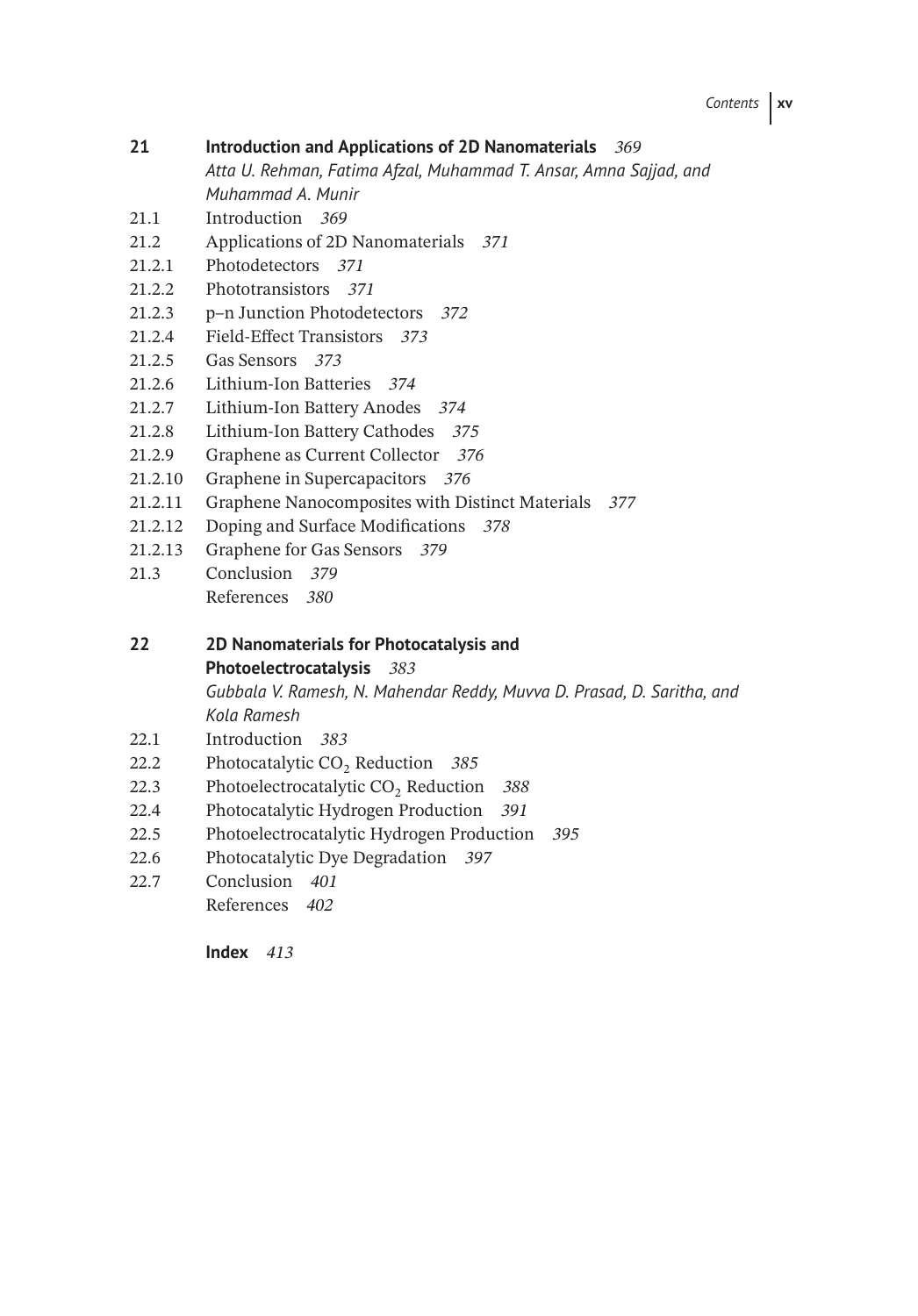**21 Introduction and Applications of 2D Nanomaterials** *369*
*Atta U. Rehman, Fatima Afzal, Muhammad T. Ansar, Amna Sajjad, and Muhammad A. Munir*

21.1 Introduction *369*
21.2 Applications of 2D Nanomaterials *371*
21.2.1 Photodetectors *371*
21.2.2 Phototransistors *371*
21.2.3 p–n Junction Photodetectors *372*
21.2.4 Field-Effect Transistors *373*
21.2.5 Gas Sensors *373*
21.2.6 Lithium-Ion Batteries *374*
21.2.7 Lithium-Ion Battery Anodes *374*
21.2.8 Lithium-Ion Battery Cathodes *375*
21.2.9 Graphene as Current Collector *376*
21.2.10 Graphene in Supercapacitors *376*
21.2.11 Graphene Nanocomposites with Distinct Materials *377*
21.2.12 Doping and Surface Modifications *378*
21.2.13 Graphene for Gas Sensors *379*
21.3 Conclusion *379*
References *380*

**22 2D Nanomaterials for Photocatalysis and Photoelectrocatalysis** *383*
*Gubbala V. Ramesh, N. Mahendar Reddy, Muvva D. Prasad, D. Saritha, and Kola Ramesh*

22.1 Introduction *383*
22.2 Photocatalytic $CO_2$ Reduction *385*
22.3 Photoelectrocatalytic $CO_2$ Reduction *388*
22.4 Photocatalytic Hydrogen Production *391*
22.5 Photoelectrocatalytic Hydrogen Production *395*
22.6 Photocatalytic Dye Degradation *397*
22.7 Conclusion *401*
References *402*

**Index** *413*